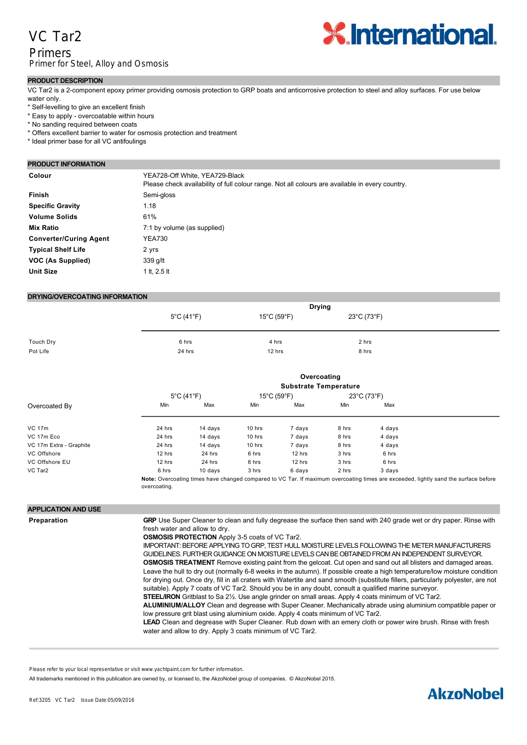# VC Tar2

## Primers

Primer for Steel, Alloy and Osmosis

## PRODUCT DESCRIPTION

VC Tar2 is a 2-component epoxy primer providing osmosis protection to GRP boats and anticorrosive protection to steel and alloy surfaces. For use below water only.

* Self-levelling to give an excellent finish
* Easy to apply - overcoatable within hours
* No sanding required between coats
* Offers excellent barrier to water for osmosis protection and treatment
* Ideal primer base for all VC antifoulings

## PRODUCT INFORMATION

| | |
|---|---|
| **Colour** | YEA728-Off White, YEA729-Black<br>Please check availability of full colour range. Not all colours are available in every country. |
| **Finish** | Semi-gloss |
| **Specific Gravity** | 1.18 |
| **Volume Solids** | 61% |
| **Mix Ratio** | 7:1 by volume (as supplied) |
| **Converter/Curing Agent** | YEA730 |
| **Typical Shelf Life** | 2 yrs |
| **VOC (As Supplied)** | 339 g/lt |
| **Unit Size** | 1 lt, 2.5 lt |

## DRYING/OVERCOATING INFORMATION

| | Drying | | |
|---|---|---|---|
| | 5°C (41°F) | 15°C (59°F) | 23°C (73°F) |
| Touch Dry | 6 hrs | 4 hrs | 2 hrs |
| Pot Life | 24 hrs | 12 hrs | 8 hrs |

| | Overcoating Substrate Temperature | | | | | |
|---|---|---|---|---|---|---|
| | 5°C (41°F) | | 15°C (59°F) | | 23°C (73°F) | |
| Overcoated By | Min | Max | Min | Max | Min | Max |
| VC 17m | 24 hrs | 14 days | 10 hrs | 7 days | 8 hrs | 4 days |
| VC 17m Eco | 24 hrs | 14 days | 10 hrs | 7 days | 8 hrs | 4 days |
| VC 17m Extra - Graphite | 24 hrs | 14 days | 10 hrs | 7 days | 8 hrs | 4 days |
| VC Offshore | 12 hrs | 24 hrs | 6 hrs | 12 hrs | 3 hrs | 6 hrs |
| VC Offshore EU | 12 hrs | 24 hrs | 6 hrs | 12 hrs | 3 hrs | 6 hrs |
| VC Tar2 | 6 hrs | 10 days | 3 hrs | 6 days | 2 hrs | 3 days |

**Note:** Overcoating times have changed compared to VC Tar. If maximum overcoating times are exceeded, lightly sand the surface before overcoating.

## APPLICATION AND USE

**Preparation**

**GRP** Use Super Cleaner to clean and fully degrease the surface then sand with 240 grade wet or dry paper. Rinse with fresh water and allow to dry.

**OSMOSIS PROTECTION** Apply 3-5 coats of VC Tar2.

IMPORTANT: BEFORE APPLYING TO GRP, TEST HULL MOISTURE LEVELS FOLLOWING THE METER MANUFACTURERS GUIDELINES. FURTHER GUIDANCE ON MOISTURE LEVELS CAN BE OBTAINED FROM AN INDEPENDENT SURVEYOR.

**OSMOSIS TREATMENT** Remove existing paint from the gelcoat. Cut open and sand out all blisters and damaged areas. Leave the hull to dry out (normally 6-8 weeks in the autumn). If possible create a high temperature/low moisture condition for drying out. Once dry, fill in all craters with Watertite and sand smooth (substitute fillers, particularly polyester, are not suitable). Apply 7 coats of VC Tar2. Should you be in any doubt, consult a qualified marine surveyor.

**STEEL/IRON** Gritblast to Sa 2½. Use angle grinder on small areas. Apply 4 coats minimum of VC Tar2.

**ALUMINIUM/ALLOY** Clean and degrease with Super Cleaner. Mechanically abrade using aluminium compatible paper or low pressure grit blast using aluminium oxide. Apply 4 coats minimum of VC Tar2.

**LEAD** Clean and degrease with Super Cleaner. Rub down with an emery cloth or power wire brush. Rinse with fresh water and allow to dry. Apply 3 coats minimum of VC Tar2.

Please refer to your local representative or visit www.yachtpaint.com for further information.

All trademarks mentioned in this publication are owned by, or licensed to, the AkzoNobel group of companies. © AkzoNobel 2015.

Ref:3205 VC Tar2 Issue Date:05/09/2016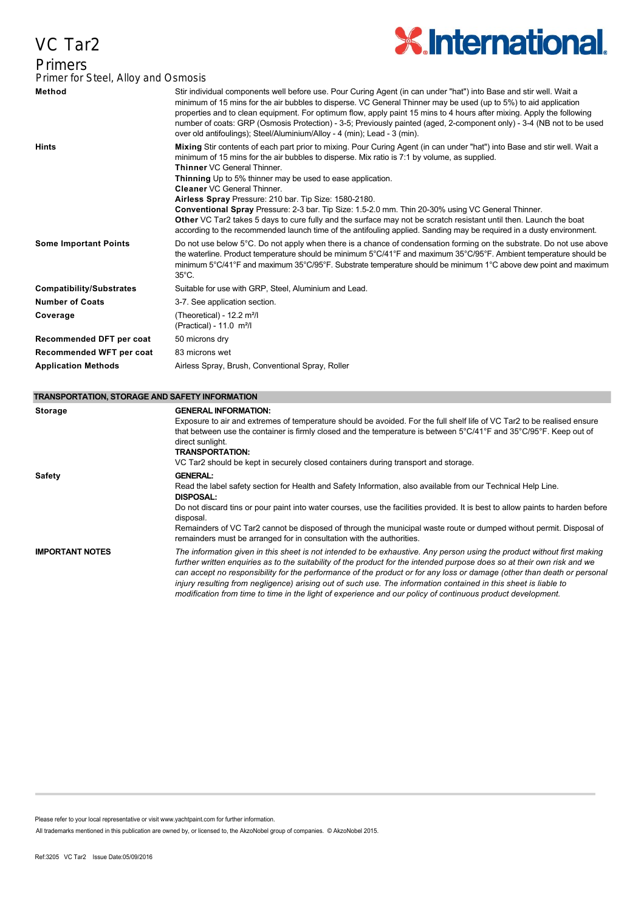# VC Tar2

## Primers

### Primer for Steel, Alloy and Osmosis

| | |
|---|---|
| **Method** | Stir individual components well before use. Pour Curing Agent (in can under "hat") into Base and stir well. Wait a minimum of 15 mins for the air bubbles to disperse. VC General Thinner may be used (up to 5%) to aid application properties and to clean equipment. For optimum flow, apply paint 15 mins to 4 hours after mixing. Apply the following number of coats: GRP (Osmosis Protection) - 3-5; Previously painted (aged, 2-component only) - 3-4 (NB not to be used over old antifoulings); Steel/Aluminium/Alloy - 4 (min); Lead - 3 (min). |
| **Hints** | **Mixing** Stir contents of each part prior to mixing. Pour Curing Agent (in can under "hat") into Base and stir well. Wait a minimum of 15 mins for the air bubbles to disperse. Mix ratio is 7:1 by volume, as supplied.<br>**Thinner** VC General Thinner.<br>**Thinning** Up to 5% thinner may be used to ease application.<br>**Cleaner** VC General Thinner.<br>**Airless Spray** Pressure: 210 bar. Tip Size: 1580-2180.<br>**Conventional Spray** Pressure: 2-3 bar. Tip Size: 1.5-2.0 mm. Thin 20-30% using VC General Thinner.<br>**Other** VC Tar2 takes 5 days to cure fully and the surface may not be scratch resistant until then. Launch the boat according to the recommended launch time of the antifouling applied. Sanding may be required in a dusty environment. |
| **Some Important Points** | Do not use below 5°C. Do not apply when there is a chance of condensation forming on the substrate. Do not use above the waterline. Product temperature should be minimum 5°C/41°F and maximum 35°C/95°F. Ambient temperature should be minimum 5°C/41°F and maximum 35°C/95°F. Substrate temperature should be minimum 1°C above dew point and maximum 35°C. |
| **Compatibility/Substrates** | Suitable for use with GRP, Steel, Aluminium and Lead. |
| **Number of Coats** | 3-7. See application section. |
| **Coverage** | (Theoretical) - 12.2 m²/l<br>(Practical) - 11.0 m²/l |
| **Recommended DFT per coat** | 50 microns dry |
| **Recommended WFT per coat** | 83 microns wet |
| **Application Methods** | Airless Spray, Brush, Conventional Spray, Roller |

## TRANSPORTATION, STORAGE AND SAFETY INFORMATION

| | |
|---|---|
| **Storage** | **GENERAL INFORMATION:**<br>Exposure to air and extremes of temperature should be avoided. For the full shelf life of VC Tar2 to be realised ensure that between use the container is firmly closed and the temperature is between 5°C/41°F and 35°C/95°F. Keep out of direct sunlight.<br>**TRANSPORTATION:**<br>VC Tar2 should be kept in securely closed containers during transport and storage. |
| **Safety** | **GENERAL:**<br>Read the label safety section for Health and Safety Information, also available from our Technical Help Line.<br>**DISPOSAL:**<br>Do not discard tins or pour paint into water courses, use the facilities provided. It is best to allow paints to harden before disposal.<br>Remainders of VC Tar2 cannot be disposed of through the municipal waste route or dumped without permit. Disposal of remainders must be arranged for in consultation with the authorities. |
| **IMPORTANT NOTES** | *The information given in this sheet is not intended to be exhaustive. Any person using the product without first making further written enquiries as to the suitability of the product for the intended purpose does so at their own risk and we can accept no responsibility for the performance of the product or for any loss or damage (other than death or personal injury resulting from negligence) arising out of such use. The information contained in this sheet is liable to modification from time to time in the light of experience and our policy of continuous product development.* |

Please refer to your local representative or visit www.yachtpaint.com for further information.

All trademarks mentioned in this publication are owned by, or licensed to, the AkzoNobel group of companies. © AkzoNobel 2015.

Ref:3205 VC Tar2 Issue Date:05/09/2016